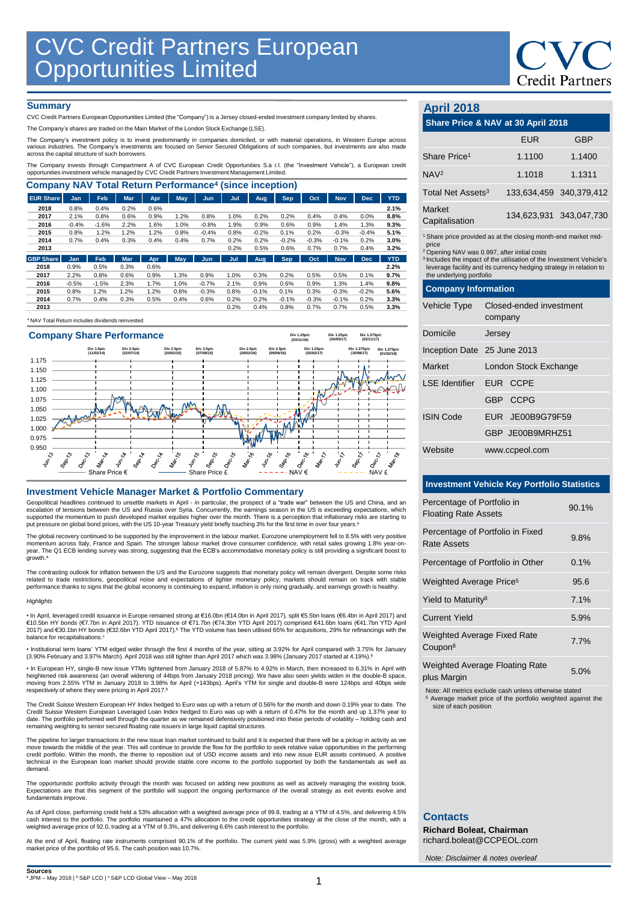# CVC Credit Partners European Opportunities Limited

## Summary

CVC Credit Partners European Opportunities Limited (the "Company") is a Jersey closed-ended investment company limited by shares.

The Company's shares are traded on the Main Market of the London Stock Exchange (LSE).

The Company's investment policy is to invest predominantly in companies domiciled, or with material operations, in Western Europe across various industries. The Company's investments are focused on Senior Secured Obligations of such companies, but investments are also made across the capital structure of such borrowers.

The Company invests through Compartment A of CVC European Credit Opportunities S.à r.l. (the "Investment Vehicle"), a European credit opportunities investment vehicle managed by CVC Credit Partners Investment Management Limited.

## Company NAV Total Return Performance[4] (since inception)

| EUR Share | Jan | Feb | Mar | Apr | May | Jun | Jul | Aug | Sep | Oct | Nov | Dec | YTD |
|---|---|---|---|---|---|---|---|---|---|---|---|---|---|
| 2018 | 0.8% | 0.4% | 0.2% | 0.6% | | | | | | | | | 2.1% |
| 2017 | 2.1% | 0.8% | 0.6% | 0.9% | 1.2% | 0.8% | 1.0% | 0.2% | 0.2% | 0.4% | 0.4% | 0.0% | 8.8% |
| 2016 | -0.4% | -1.6% | 2.2% | 1.6% | 1.0% | -0.8% | 1.9% | 0.9% | 0.6% | 0.9% | 1.4% | 1.3% | 9.3% |
| 2015 | 0.8% | 1.2% | 1.2% | 1.2% | 0.8% | -0.4% | 0.8% | -0.2% | 0.1% | 0.2% | -0.3% | -0.4% | 5.1% |
| 2014 | 0.7% | 0.4% | 0.3% | 0.4% | 0.4% | 0.7% | 0.2% | 0.2% | -0.2% | -0.3% | -0.1% | 0.2% | 3.0% |
| 2013 | | | | | | | 0.2% | 0.5% | 0.6% | 0.7% | 0.7% | 0.4% | 3.2% |

| GBP Share | Jan | Feb | Mar | Apr | May | Jun | Jul | Aug | Sep | Oct | Nov | Dec | YTD |
|---|---|---|---|---|---|---|---|---|---|---|---|---|---|
| 2018 | 0.9% | 0.5% | 0.3% | 0.6% | | | | | | | | | 2.2% |
| 2017 | 2.2% | 0.8% | 0.6% | 0.9% | 1.3% | 0.9% | 1.0% | 0.3% | 0.2% | 0.5% | 0.5% | 0.1% | 9.7% |
| 2016 | -0.5% | -1.5% | 2.3% | 1.7% | 1.0% | -0.7% | 2.1% | 0.9% | 0.6% | 0.9% | 1.3% | 1.4% | 9.8% |
| 2015 | 0.8% | 1.2% | 1.2% | 1.2% | 0.8% | -0.3% | 0.8% | -0.1% | 0.1% | 0.3% | -0.3% | -0.2% | 5.6% |
| 2014 | 0.7% | 0.4% | 0.3% | 0.5% | 0.4% | 0.6% | 0.2% | 0.2% | -0.1% | -0.3% | -0.1% | 0.2% | 3.3% |
| 2013 | | | | | | | 0.2% | 0.4% | 0.8% | 0.7% | 0.7% | 0.5% | 3.3% |

[4] NAV Total Return includes dividends reinvested

## Company Share Performance

Share Price € — Share Price £ — NAV € — NAV £

Dividends: Div 1.0p/c (11/02/14); Div 2.5p/c (22/07/14); Div 2.5p/c (20/02/15); Div 2.5p/c (07/08/15); Div 2.5p/c (26/02/16); Div 2.5p/c (05/08/16); Div 1.25p/c (03/11/16); Div 1.25p/c (02/02/17); Div 1.25p/c (04/05/17); Div 1.375p/c (10/08/17); Div 1.375p/c (02/11/17); Div 1.375p/c (01/02/18)

## Investment Vehicle Manager Market & Portfolio Commentary

Geopolitical headlines continued to unsettle markets in April - in particular, the prospect of a "trade war" between the US and China, and an escalation of tensions between the US and Russia over Syria. Concurrently, the earnings season in the US is exceeding expectations, which supported the momentum to push developed market equities higher over the month. There is a perception that inflationary risks are starting to put pressure on global bond prices, with the US 10-year Treasury yield briefly touching 3% for the first time in over four years.[a]

The global recovery continued to be supported by the improvement in the labour market. Eurozone unemployment fell to 8.5% with very positive momentum across Italy, France and Spain. The stronger labour market drove consumer confidence, with retail sales growing 1.8% year-on-year. The Q1 ECB lending survey was strong, suggesting that the ECB's accommodative monetary policy is still providing a significant boost to growth.[a]

The contrasting outlook for inflation between the US and the Eurozone suggests that monetary policy will remain divergent. Despite some risks related to trade restrictions, geopolitical noise and expectations of tighter monetary policy, markets should remain on track with stable performance thanks to signs that the global economy is continuing to expand, inflation is only rising gradually, and earnings growth is healthy.

*Highlights*

• In April, leveraged credit issuance in Europe remained strong at €16.0bn (€14.0bn in April 2017), split €5.5bn loans (€6.4bn in April 2017) and €10.5bn HY bonds (€7.7bn in April 2017). YTD issuance of €71.7bn (€74.3bn YTD April 2017) comprised €41.6bn loans (€41.7bn YTD April 2017) and €30.1bn HY bonds (€32.6bn YTD April 2017).[b] The YTD volume has been utilised 65% for acquisitions, 29% for refinancings with the balance for recapitalisations.[c]

• Institutional term loans' YTM edged wider through the first 4 months of the year, sitting at 3.92% for April compared with 3.75% for January (3.90% February and 3.97% March). April 2018 was still tighter than April 2017 which was 3.98% (January 2017 started at 4.19%).[b]

• In European HY, single-B new issue YTMs tightened from January 2018 of 5.87% to 4.92% in March, then increased to 6.31% in April with heightened risk awareness (an overall widening of 44bps from January 2018 pricing). We have also seen yields widen in the double-B space, moving from 2.55% YTM in January 2018 to 3.98% for April (+143bps). April's YTM for single and double-B were 124bps and 40bps wide respectively of where they were pricing in April 2017.[b]

The Credit Suisse Western European HY Index hedged to Euro was up with a return of 0.56% for the month and down 0.19% year to date. The Credit Suisse Western European Leveraged Loan Index hedged to Euro was up with a return of 0.47% for the month and up 1.37% year to date. The portfolio performed well through the quarter as we remained defensively positioned into these periods of volatility – holding cash and remaining weighting to senior secured floating rate issuers in large liquid capital structures.

The pipeline for larger transactions in the new issue loan market continued to build and it is expected that there will be a pickup in activity as we move towards the middle of the year. This will continue to provide the flow for the portfolio to seek relative value opportunities in the performing credit portfolio. Within the month, the theme to reposition out of USD income assets and into new issue EUR assets continued. A positive technical in the European loan market should provide stable core income to the portfolio supported by both the fundamentals as well as demand.

The opportunistic portfolio activity through the month was focused on adding new positions as well as actively managing the existing book. Expectations are that this segment of the portfolio will support the ongoing performance of the overall strategy as exit events evolve and fundamentals improve.

As of April close, performing credit held a 53% allocation with a weighted average price of 99.8, trading at a YTM of 4.5%, and delivering 4.5% cash interest to the portfolio. The portfolio maintained a 47% allocation to the credit opportunities strategy at the close of the month, with a weighted average price of 92.0, trading at a YTM of 9.3%, and delivering 6.6% cash interest to the portfolio.

At the end of April, floating rate instruments comprised 90.1% of the portfolio. The current yield was 5.9% (gross) with a weighted average market price of the portfolio of 95.6. The cash position was 10.7%.

## April 2018

### Share Price & NAV at 30 April 2018

| | EUR | GBP |
|---|---|---|
| Share Price[1] | 1.1100 | 1.1400 |
| NAV[2] | 1.1018 | 1.1311 |
| Total Net Assets[3] | 133,634,459 | 340,379,412 |
| Market Capitalisation | 134,623,931 | 343,047,730 |

[1] Share price provided as at the closing month-end market mid-price
[2] Opening NAV was 0.997, after initial costs
[3] Includes the impact of the utilisation of the Investment Vehicle's leverage facility and its currency hedging strategy in relation to the underlying portfolio

### Company Information

| | |
|---|---|
| Vehicle Type | Closed-ended investment company |
| Domicile | Jersey |
| Inception Date | 25 June 2013 |
| Market | London Stock Exchange |
| LSE Identifier | EUR CCPE |
| | GBP CCPG |
| ISIN Code | EUR JE00B9G79F59 |
| | GBP JE00B9MRHZ51 |
| Website | www.ccpeol.com |

### Investment Vehicle Key Portfolio Statistics

| | |
|---|---|
| Percentage of Portfolio in Floating Rate Assets | 90.1% |
| Percentage of Portfolio in Fixed Rate Assets | 9.8% |
| Percentage of Portfolio in Other | 0.1% |
| Weighted Average Price[5] | 95.6 |
| Yield to Maturity[8] | 7.1% |
| Current Yield | 5.9% |
| Weighted Average Fixed Rate Coupon[8] | 7.7% |
| Weighted Average Floating Rate plus Margin | 5.0% |

Note: All metrics exclude cash unless otherwise stated
[5] Average market price of the portfolio weighted against the size of each position

### Contacts

**Richard Boleat, Chairman**
richard.boleat@CCPEOL.com

*Note: Disclaimer & notes overleaf*

**Sources**
[a] JPM – May 2018 | [b] S&P LCD | [c] S&P LCD Global View – May 2018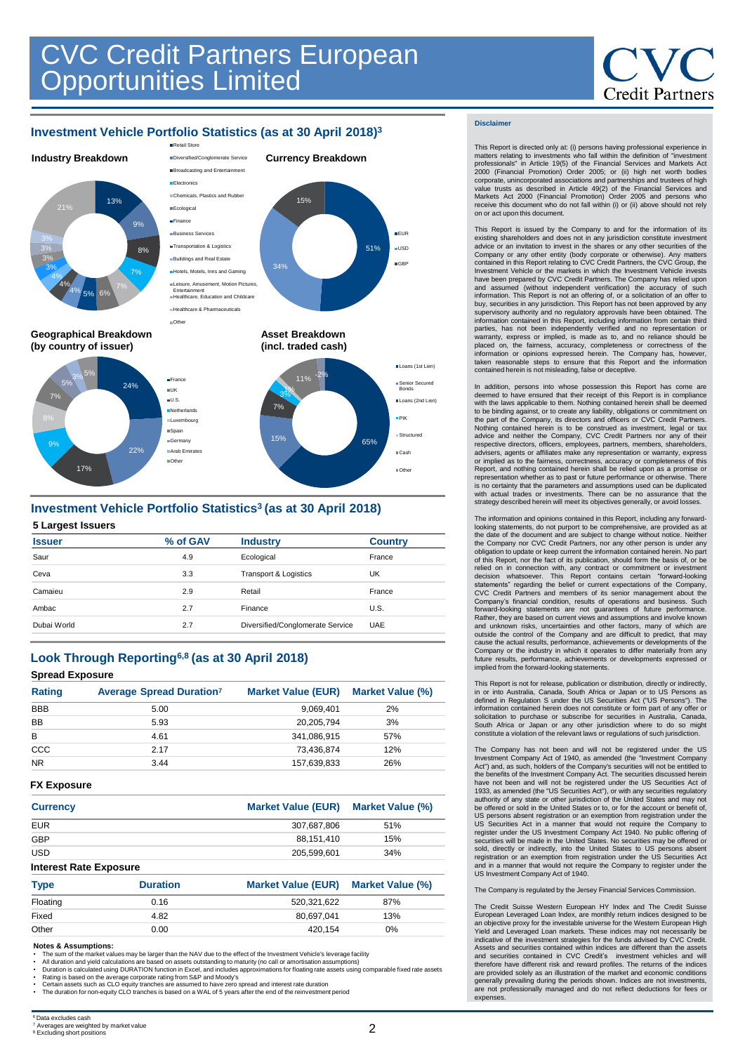# CVC Credit Partners European Opportunities Limited

## Investment Vehicle Portfolio Statistics (as at 30 April 2018)[3]

### Industry Breakdown

13%
9%
8%
7%
7%
6%
5%
4%
4%
3%
3%
3%
3%
21%

- Retail Store
- Diversified/Conglomerate Service
- Broadcasting and Entertainment
- Electronics
- Chemicals, Plastics and Rubber
- Ecological
- Finance
- Business Services
- Transportation & Logistics
- Buildings and Real Estate
- Hotels, Motels, Inns and Gaming
- Leisure, Amusement, Motion Pictures, Entertainment
- Healthcare, Education and Childcare
- Healthcare & Pharmaceuticals
- Other

### Currency Breakdown

51%
34%
15%

- EUR
- USD
- GBP

### Geographical Breakdown (by country of issuer)

24%
22%
17%
9%
8%
7%
5%
3%
5%

- France
- UK
- U.S.
- Netherlands
- Luxembourg
- Spain
- Germany
- Arab Emirates
- Other

### Asset Breakdown (incl. traded cash)

65%
15%
7%
3%
1%
11%
-2%

- Loans (1st Lien)
- Senior Secured Bonds
- Loans (2nd Lien)
- PIK
- Structured
- Cash
- Other

## Investment Vehicle Portfolio Statistics[3] (as at 30 April 2018)

### 5 Largest Issuers

| Issuer | % of GAV | Industry | Country |
|---|---|---|---|
| Saur | 4.9 | Ecological | France |
| Ceva | 3.3 | Transport & Logistics | UK |
| Camaieu | 2.9 | Retail | France |
| Ambac | 2.7 | Finance | U.S. |
| Dubai World | 2.7 | Diversified/Conglomerate Service | UAE |

## Look Through Reporting[6,8] (as at 30 April 2018)

### Spread Exposure

| Rating | Average Spread Duration[7] | Market Value (EUR) | Market Value (%) |
|---|---|---|---|
| BBB | 5.00 | 9,069,401 | 2% |
| BB | 5.93 | 20,205,794 | 3% |
| B | 4.61 | 341,086,915 | 57% |
| CCC | 2.17 | 73,436,874 | 12% |
| NR | 3.44 | 157,639,833 | 26% |

### FX Exposure

| Currency | Market Value (EUR) | Market Value (%) |
|---|---|---|
| EUR | 307,687,806 | 51% |
| GBP | 88,151,410 | 15% |
| USD | 205,599,601 | 34% |

### Interest Rate Exposure

| Type | Duration | Market Value (EUR) | Market Value (%) |
|---|---|---|---|
| Floating | 0.16 | 520,321,622 | 87% |
| Fixed | 4.82 | 80,697,041 | 13% |
| Other | 0.00 | 420,154 | 0% |

**Notes & Assumptions:**

- The sum of the market values may be larger than the NAV due to the effect of the Investment Vehicle's leverage facility
- All duration and yield calculations are based on assets outstanding to maturity (no call or amortisation assumptions)
- Duration is calculated using DURATION function in Excel, and includes approximations for floating rate assets using comparable fixed rate assets
- Rating is based on the average corporate rating from S&P and Moody's
- Certain assets such as CLO equity tranches are assumed to have zero spread and interest rate duration
- The duration for non-equity CLO tranches is based on a WAL of 5 years after the end of the reinvestment period

### Disclaimer

This Report is directed only at: (i) persons having professional experience in matters relating to investments who fall within the definition of "investment professionals" in Article 19(5) of the Financial Services and Markets Act 2000 (Financial Promotion) Order 2005; or (ii) high net worth bodies corporate, unincorporated associations and partnerships and trustees of high value trusts as described in Article 49(2) of the Financial Services and Markets Act 2000 (Financial Promotion) Order 2005 and persons who receive this document who do not fall within (i) or (ii) above should not rely on or act upon this document.

This Report is issued by the Company to and for the information of its existing shareholders and does not in any jurisdiction constitute investment advice or an invitation to invest in the shares or any other securities of the Company or any other entity (body corporate or otherwise). Any matters contained in this Report relating to CVC Credit Partners, the CVC Group, the Investment Vehicle or the markets in which the Investment Vehicle invests have been prepared by CVC Credit Partners. The Company has relied upon and assumed (without independent verification) the accuracy of such information. This Report is not an offering of, or a solicitation of an offer to buy, securities in any jurisdiction. This Report has not been approved by any supervisory authority and no regulatory approvals have been obtained. The information contained in this Report, including information from certain third parties, has not been independently verified and no representation or warranty, express or implied, is made as to, and no reliance should be placed on, the fairness, accuracy, completeness or correctness of the information or opinions expressed herein. The Company has, however, taken reasonable steps to ensure that this Report and the information contained herein is not misleading, false or deceptive.

In addition, persons into whose possession this Report has come are deemed to have ensured that their receipt of this Report is in compliance with the laws applicable to them. Nothing contained herein shall be deemed to be binding against, or to create any liability, obligations or commitment on the part of the Company, its directors and officers or CVC Credit Partners. Nothing contained herein is to be construed as investment, legal or tax advice and neither the Company, CVC Credit Partners nor any of their respective directors, officers, employees, partners, members, shareholders, advisers, agents or affiliates make any representation or warranty, express or implied as to the fairness, correctness, accuracy or completeness of this Report, and nothing contained herein shall be relied upon as a promise or representation whether as to past or future performance or otherwise. There is no certainty that the parameters and assumptions used can be duplicated with actual trades or investments. There can be no assurance that the strategy described herein will meet its objectives generally, or avoid losses.

The information and opinions contained in this Report, including any forward-looking statements, do not purport to be comprehensive, are provided as at the date of the document and are subject to change without notice. Neither the Company nor CVC Credit Partners, nor any other person is under any obligation to update or keep current the information contained herein. No part of this Report, nor the fact of its publication, should form the basis of, or be relied on in connection with, any contract or commitment or investment decision whatsoever. This Report contains certain "forward-looking statements" regarding the belief or current expectations of the Company, CVC Credit Partners and members of its senior management about the Company's financial condition, results of operations and business. Such forward-looking statements are not guarantees of future performance. Rather, they are based on current views and assumptions and involve known and unknown risks, uncertainties and other factors, many of which are outside the control of the Company and are difficult to predict, that may cause the actual results, performance, achievements or developments of the Company or the industry in which it operates to differ materially from any future results, performance, achievements or developments expressed or implied from the forward-looking statements.

This Report is not for release, publication or distribution, directly or indirectly, in or into Australia, Canada, South Africa or Japan or to US Persons as defined in Regulation S under the US Securities Act ("US Persons"). The information contained herein does not constitute or form part of any offer or solicitation to purchase or subscribe for securities in Australia, Canada, South Africa or Japan or any other jurisdiction where to do so might constitute a violation of the relevant laws or regulations of such jurisdiction.

The Company has not been and will not be registered under the US Investment Company Act of 1940, as amended (the "Investment Company Act") and, as such, holders of the Company's securities will not be entitled to the benefits of the Investment Company Act. The securities discussed herein have not been and will not be registered under the US Securities Act of 1933, as amended (the "US Securities Act"), or with any securities regulatory authority of any state or other jurisdiction of the United States and may not be offered or sold in the United States or to, or for the account or benefit of, US persons absent registration or an exemption from registration under the US Securities Act in a manner that would not require the Company to register under the US Investment Company Act 1940. No public offering of securities will be made in the United States. No securities may be offered or sold, directly or indirectly, into the United States to US persons absent registration or an exemption from registration under the US Securities Act and in a manner that would not require the Company to register under the US Investment Company Act of 1940.

The Company is regulated by the Jersey Financial Services Commission.

The Credit Suisse Western European HY Index and The Credit Suisse European Leveraged Loan Index, are monthly return indices designed to be an objective proxy for the investable universe for the Western European High Yield and Leveraged Loan markets. These indices may not necessarily be indicative of the investment strategies for the funds advised by CVC Credit. Assets and securities contained within indices are different than the assets and securities contained in CVC Credit's investment vehicles and will therefore have different risk and reward profiles. The returns of the indices are provided solely as an illustration of the market and economic conditions generally prevailing during the periods shown. Indices are not investments, are not professionally managed and do not reflect deductions for fees or expenses.

---

[6] Data excludes cash
[7] Averages are weighted by market value
[8] Excluding short positions